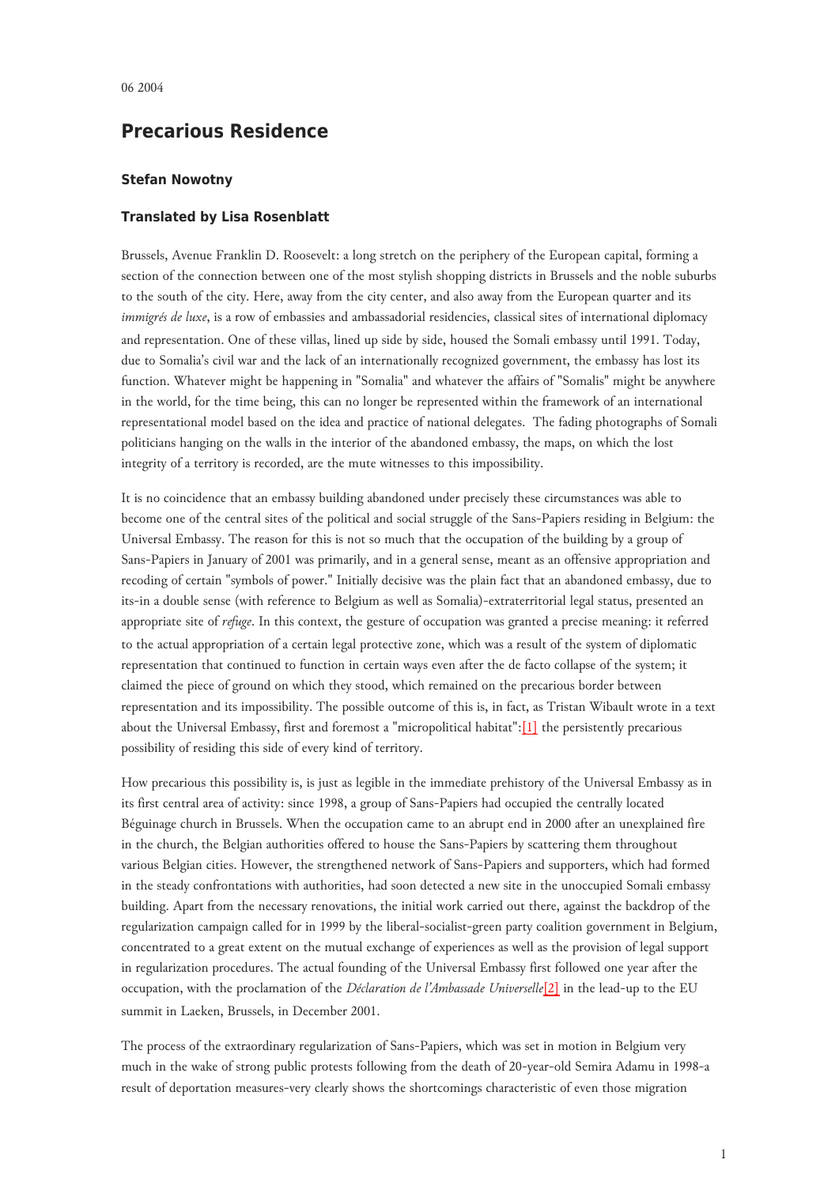06 2004

# Precarious Residence

### Stefan Nowotny

### Translated by Lisa Rosenblatt

Brussels, Avenue Franklin D. Roosevelt: a long stretch on the periphery of the European capital, forming a section of the connection between one of the most stylish shopping districts in Brussels and the noble suburbs to the south of the city. Here, away from the city center, and also away from the European quarter and its *immigrés de luxe*, is a row of embassies and ambassadorial residencies, classical sites of international diplomacy and representation. One of these villas, lined up side by side, housed the Somali embassy until 1991. Today, due to Somalia's civil war and the lack of an internationally recognized government, the embassy has lost its function. Whatever might be happening in "Somalia" and whatever the affairs of "Somalis" might be anywhere in the world, for the time being, this can no longer be represented within the framework of an international representational model based on the idea and practice of national delegates. The fading photographs of Somali politicians hanging on the walls in the interior of the abandoned embassy, the maps, on which the lost integrity of a territory is recorded, are the mute witnesses to this impossibility.

It is no coincidence that an embassy building abandoned under precisely these circumstances was able to become one of the central sites of the political and social struggle of the Sans-Papiers residing in Belgium: the Universal Embassy. The reason for this is not so much that the occupation of the building by a group of Sans-Papiers in January of 2001 was primarily, and in a general sense, meant as an offensive appropriation and recoding of certain "symbols of power." Initially decisive was the plain fact that an abandoned embassy, due to its-in a double sense (with reference to Belgium as well as Somalia)-extraterritorial legal status, presented an appropriate site of *refuge*. In this context, the gesture of occupation was granted a precise meaning: it referred to the actual appropriation of a certain legal protective zone, which was a result of the system of diplomatic representation that continued to function in certain ways even after the de facto collapse of the system; it claimed the piece of ground on which they stood, which remained on the precarious border between representation and its impossibility. The possible outcome of this is, in fact, as Tristan Wibault wrote in a text about the Universal Embassy, first and foremost a "micropolitical habitat":[1] the persistently precarious possibility of residing this side of every kind of territory.

How precarious this possibility is, is just as legible in the immediate prehistory of the Universal Embassy as in its first central area of activity: since 1998, a group of Sans-Papiers had occupied the centrally located Béguinage church in Brussels. When the occupation came to an abrupt end in 2000 after an unexplained fire in the church, the Belgian authorities offered to house the Sans-Papiers by scattering them throughout various Belgian cities. However, the strengthened network of Sans-Papiers and supporters, which had formed in the steady confrontations with authorities, had soon detected a new site in the unoccupied Somali embassy building. Apart from the necessary renovations, the initial work carried out there, against the backdrop of the regularization campaign called for in 1999 by the liberal-socialist-green party coalition government in Belgium, concentrated to a great extent on the mutual exchange of experiences as well as the provision of legal support in regularization procedures. The actual founding of the Universal Embassy first followed one year after the occupation, with the proclamation of the *Déclaration de l'Ambassade Universelle*[2] in the lead-up to the EU summit in Laeken, Brussels, in December 2001.

The process of the extraordinary regularization of Sans-Papiers, which was set in motion in Belgium very much in the wake of strong public protests following from the death of 20-year-old Semira Adamu in 1998-a result of deportation measures-very clearly shows the shortcomings characteristic of even those migration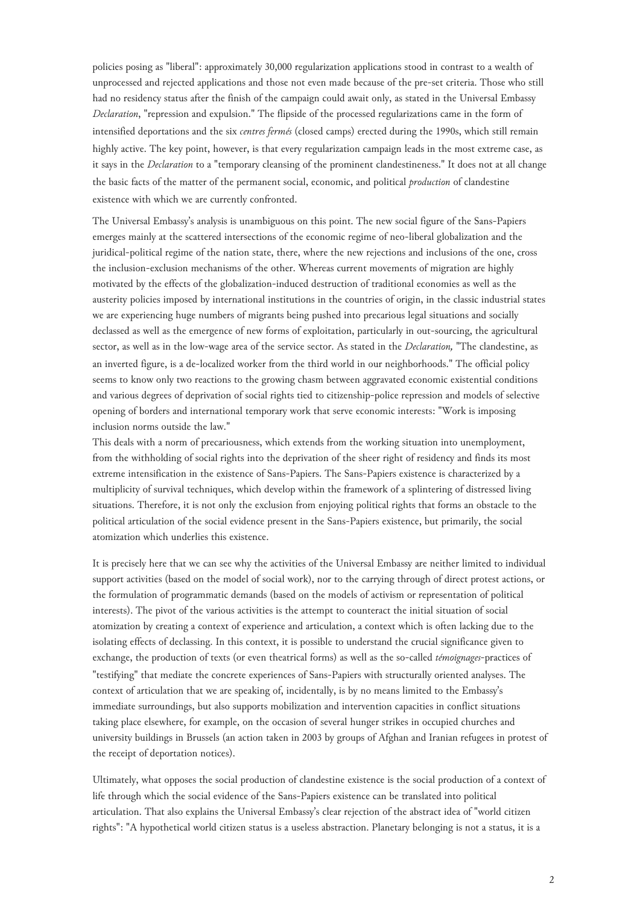policies posing as "liberal": approximately 30,000 regularization applications stood in contrast to a wealth of unprocessed and rejected applications and those not even made because of the pre-set criteria. Those who still had no residency status after the finish of the campaign could await only, as stated in the Universal Embassy *Declaration*, "repression and expulsion." The flipside of the processed regularizations came in the form of intensified deportations and the six *centres fermés* (closed camps) erected during the 1990s, which still remain highly active. The key point, however, is that every regularization campaign leads in the most extreme case, as it says in the *Declaration* to a "temporary cleansing of the prominent clandestineness." It does not at all change the basic facts of the matter of the permanent social, economic, and political *production* of clandestine existence with which we are currently confronted.

The Universal Embassy's analysis is unambiguous on this point. The new social figure of the Sans-Papiers emerges mainly at the scattered intersections of the economic regime of neo-liberal globalization and the juridical-political regime of the nation state, there, where the new rejections and inclusions of the one, cross the inclusion-exclusion mechanisms of the other. Whereas current movements of migration are highly motivated by the effects of the globalization-induced destruction of traditional economies as well as the austerity policies imposed by international institutions in the countries of origin, in the classic industrial states we are experiencing huge numbers of migrants being pushed into precarious legal situations and socially declassed as well as the emergence of new forms of exploitation, particularly in out-sourcing, the agricultural sector, as well as in the low-wage area of the service sector. As stated in the *Declaration,* "The clandestine, as an inverted figure, is a de-localized worker from the third world in our neighborhoods." The official policy seems to know only two reactions to the growing chasm between aggravated economic existential conditions and various degrees of deprivation of social rights tied to citizenship-police repression and models of selective opening of borders and international temporary work that serve economic interests: "Work is imposing inclusion norms outside the law."

This deals with a norm of precariousness, which extends from the working situation into unemployment, from the withholding of social rights into the deprivation of the sheer right of residency and finds its most extreme intensification in the existence of Sans-Papiers. The Sans-Papiers existence is characterized by a multiplicity of survival techniques, which develop within the framework of a splintering of distressed living situations. Therefore, it is not only the exclusion from enjoying political rights that forms an obstacle to the political articulation of the social evidence present in the Sans-Papiers existence, but primarily, the social atomization which underlies this existence.

It is precisely here that we can see why the activities of the Universal Embassy are neither limited to individual support activities (based on the model of social work), nor to the carrying through of direct protest actions, or the formulation of programmatic demands (based on the models of activism or representation of political interests). The pivot of the various activities is the attempt to counteract the initial situation of social atomization by creating a context of experience and articulation, a context which is often lacking due to the isolating effects of declassing. In this context, it is possible to understand the crucial significance given to exchange, the production of texts (or even theatrical forms) as well as the so-called *témoignages*-practices of "testifying" that mediate the concrete experiences of Sans-Papiers with structurally oriented analyses. The context of articulation that we are speaking of, incidentally, is by no means limited to the Embassy's immediate surroundings, but also supports mobilization and intervention capacities in conflict situations taking place elsewhere, for example, on the occasion of several hunger strikes in occupied churches and university buildings in Brussels (an action taken in 2003 by groups of Afghan and Iranian refugees in protest of the receipt of deportation notices).

Ultimately, what opposes the social production of clandestine existence is the social production of a context of life through which the social evidence of the Sans-Papiers existence can be translated into political articulation. That also explains the Universal Embassy's clear rejection of the abstract idea of "world citizen rights": "A hypothetical world citizen status is a useless abstraction. Planetary belonging is not a status, it is a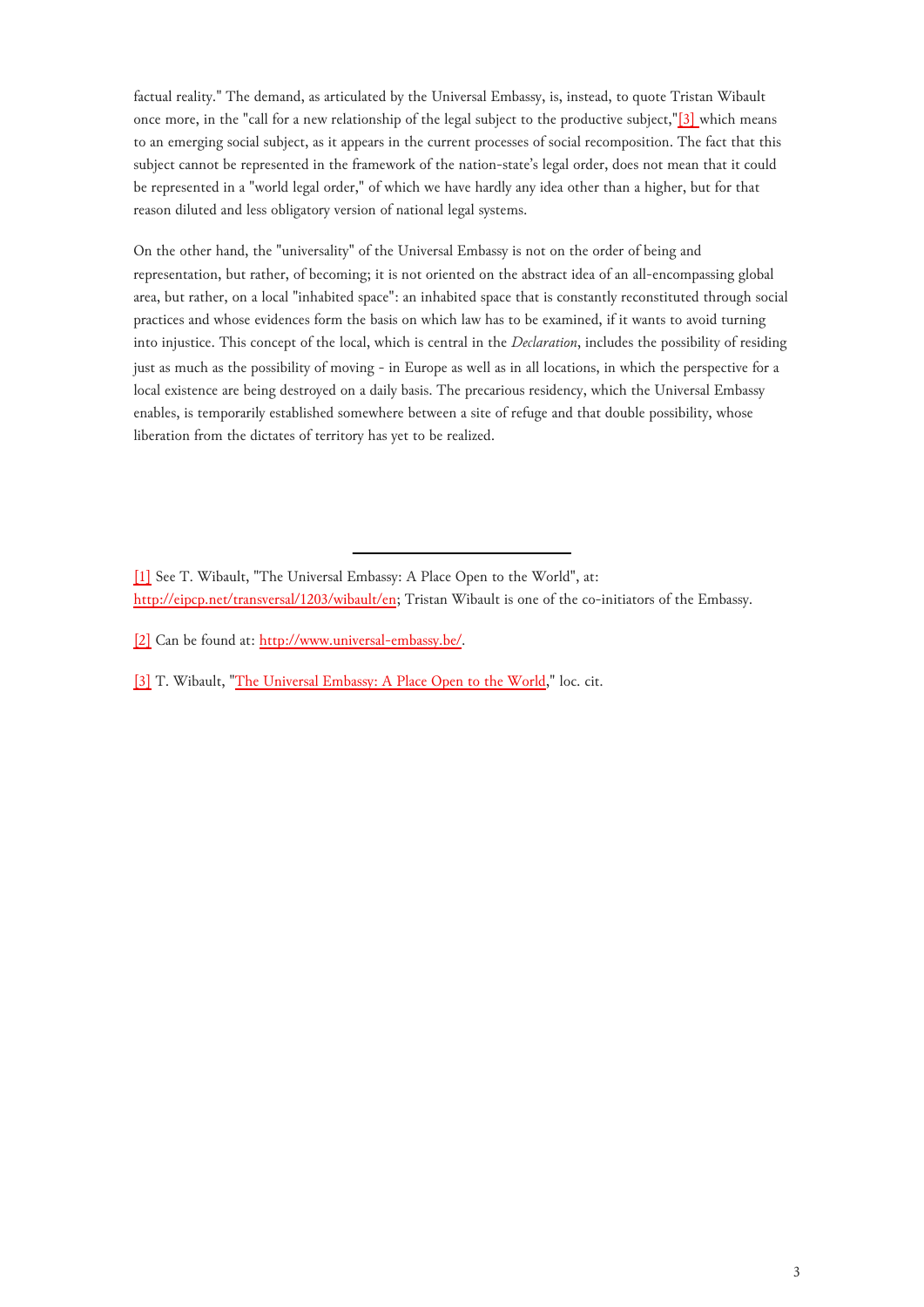factual reality." The demand, as articulated by the Universal Embassy, is, instead, to quote Tristan Wibault once more, in the "call for a new relationship of the legal subject to the productive subject,"[3] which means to an emerging social subject, as it appears in the current processes of social recomposition. The fact that this subject cannot be represented in the framework of the nation-state's legal order, does not mean that it could be represented in a "world legal order," of which we have hardly any idea other than a higher, but for that reason diluted and less obligatory version of national legal systems.

On the other hand, the "universality" of the Universal Embassy is not on the order of being and representation, but rather, of becoming; it is not oriented on the abstract idea of an all-encompassing global area, but rather, on a local "inhabited space": an inhabited space that is constantly reconstituted through social practices and whose evidences form the basis on which law has to be examined, if it wants to avoid turning into injustice. This concept of the local, which is central in the *Declaration*, includes the possibility of residing just as much as the possibility of moving - in Europe as well as in all locations, in which the perspective for a local existence are being destroyed on a daily basis. The precarious residency, which the Universal Embassy enables, is temporarily established somewhere between a site of refuge and that double possibility, whose liberation from the dictates of territory has yet to be realized.

---

[1] See T. Wibault, "The Universal Embassy: A Place Open to the World", at: http://eipcp.net/transversal/1203/wibault/en; Tristan Wibault is one of the co-initiators of the Embassy.

[2] Can be found at: http://www.universal-embassy.be/.

[3] T. Wibault, "The Universal Embassy: A Place Open to the World," loc. cit.